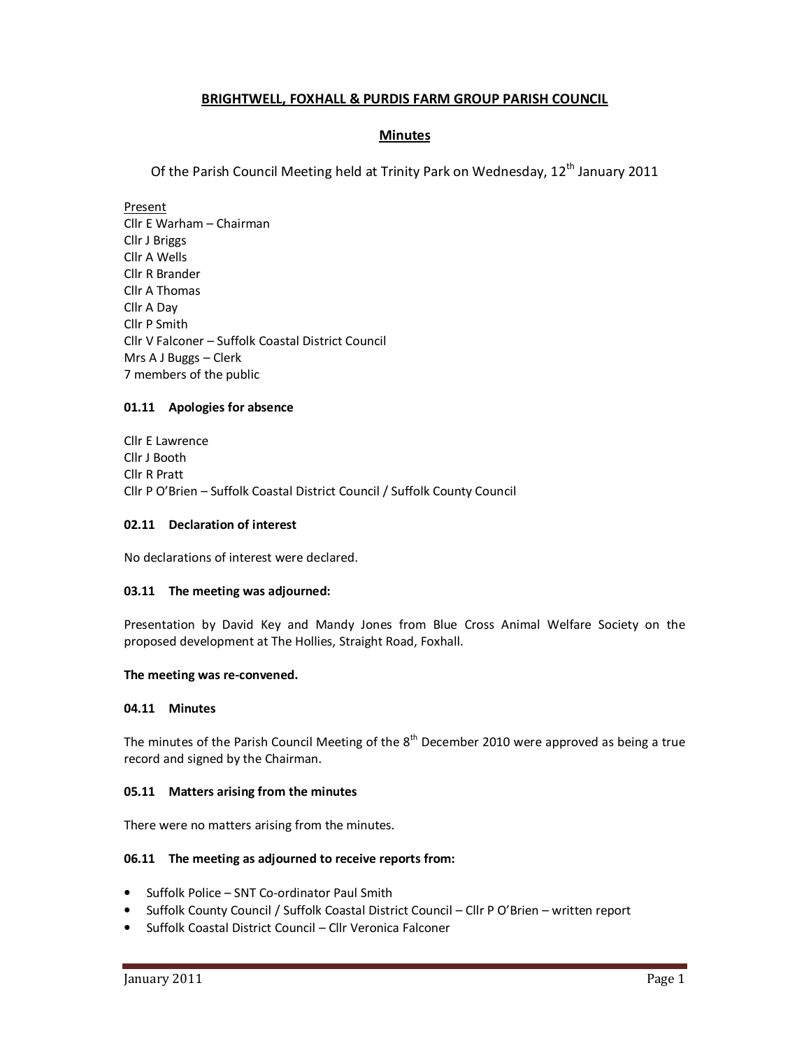# BRIGHTWELL, FOXHALL & PURDIS FARM GROUP PARISH COUNCIL

## Minutes

Of the Parish Council Meeting held at Trinity Park on Wednesday, 12th January 2011

Present
Cllr E Warham – Chairman
Cllr J Briggs
Cllr A Wells
Cllr R Brander
Cllr A Thomas
Cllr A Day
Cllr P Smith
Cllr V Falconer – Suffolk Coastal District Council
Mrs A J Buggs – Clerk
7 members of the public

### 01.11 Apologies for absence

Cllr E Lawrence
Cllr J Booth
Cllr R Pratt
Cllr P O'Brien – Suffolk Coastal District Council / Suffolk County Council

### 02.11 Declaration of interest

No declarations of interest were declared.

### 03.11 The meeting was adjourned:

Presentation by David Key and Mandy Jones from Blue Cross Animal Welfare Society on the proposed development at The Hollies, Straight Road, Foxhall.

**The meeting was re-convened.**

### 04.11 Minutes

The minutes of the Parish Council Meeting of the 8th December 2010 were approved as being a true record and signed by the Chairman.

### 05.11 Matters arising from the minutes

There were no matters arising from the minutes.

### 06.11 The meeting as adjourned to receive reports from:

- Suffolk Police – SNT Co-ordinator Paul Smith
- Suffolk County Council / Suffolk Coastal District Council – Cllr P O'Brien – written report
- Suffolk Coastal District Council – Cllr Veronica Falconer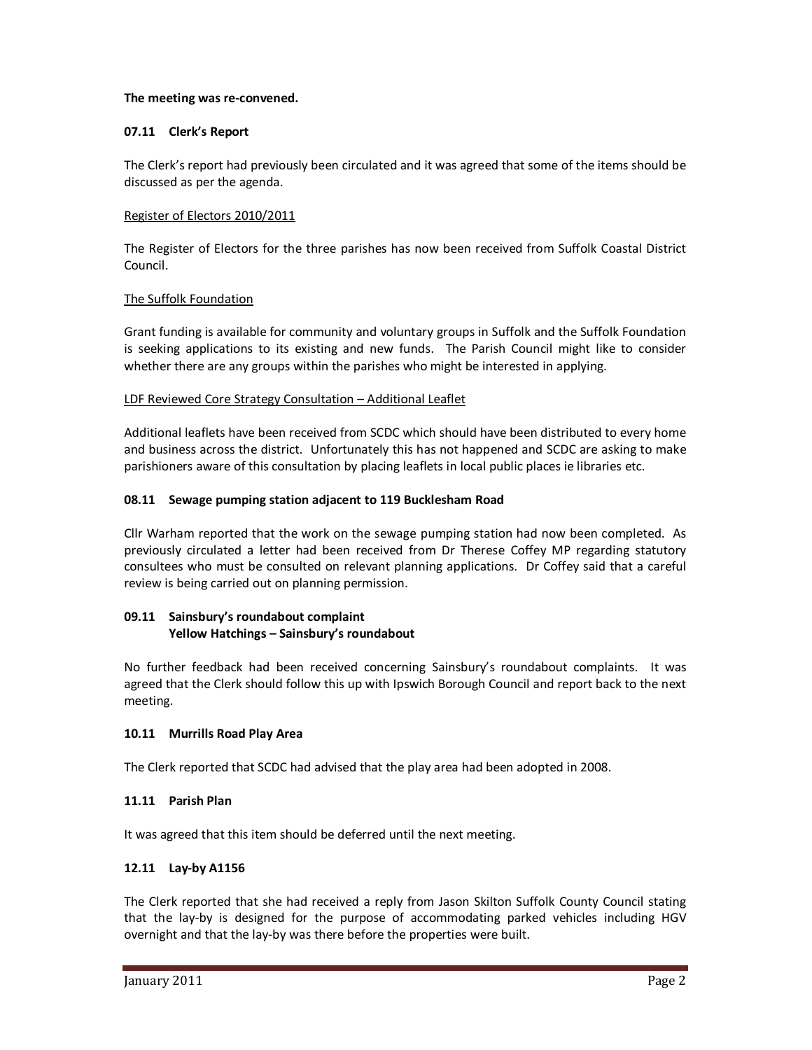**The meeting was re-convened.**

### 07.11 Clerk's Report

The Clerk's report had previously been circulated and it was agreed that some of the items should be discussed as per the agenda.

Register of Electors 2010/2011

The Register of Electors for the three parishes has now been received from Suffolk Coastal District Council.

The Suffolk Foundation

Grant funding is available for community and voluntary groups in Suffolk and the Suffolk Foundation is seeking applications to its existing and new funds. The Parish Council might like to consider whether there are any groups within the parishes who might be interested in applying.

LDF Reviewed Core Strategy Consultation – Additional Leaflet

Additional leaflets have been received from SCDC which should have been distributed to every home and business across the district. Unfortunately this has not happened and SCDC are asking to make parishioners aware of this consultation by placing leaflets in local public places ie libraries etc.

### 08.11 Sewage pumping station adjacent to 119 Bucklesham Road

Cllr Warham reported that the work on the sewage pumping station had now been completed. As previously circulated a letter had been received from Dr Therese Coffey MP regarding statutory consultees who must be consulted on relevant planning applications. Dr Coffey said that a careful review is being carried out on planning permission.

### 09.11 Sainsbury's roundabout complaint
### Yellow Hatchings – Sainsbury's roundabout

No further feedback had been received concerning Sainsbury's roundabout complaints. It was agreed that the Clerk should follow this up with Ipswich Borough Council and report back to the next meeting.

### 10.11 Murrills Road Play Area

The Clerk reported that SCDC had advised that the play area had been adopted in 2008.

### 11.11 Parish Plan

It was agreed that this item should be deferred until the next meeting.

### 12.11 Lay-by A1156

The Clerk reported that she had received a reply from Jason Skilton Suffolk County Council stating that the lay-by is designed for the purpose of accommodating parked vehicles including HGV overnight and that the lay-by was there before the properties were built.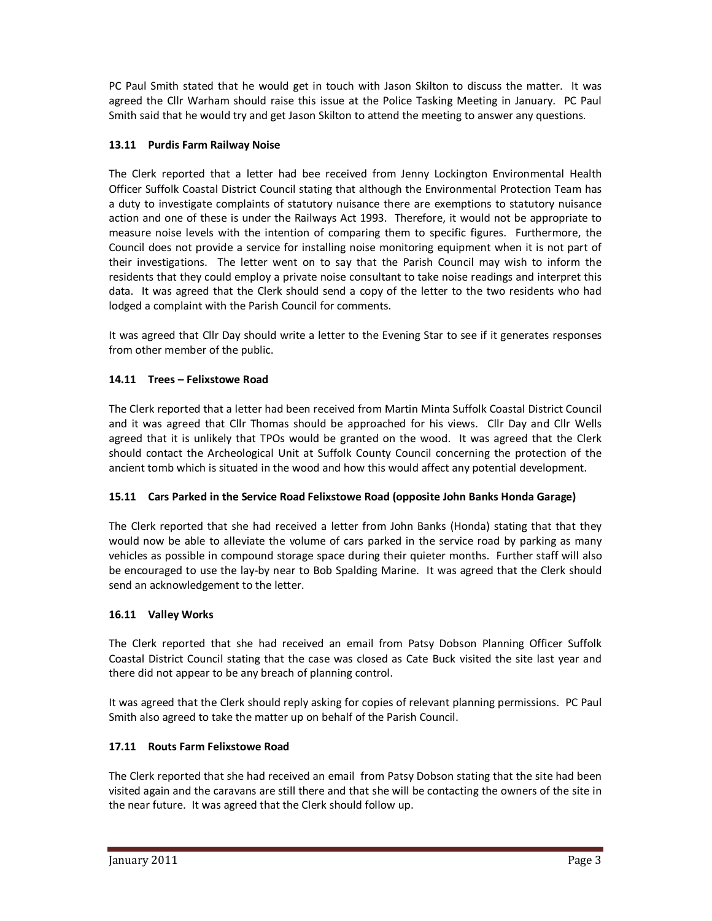PC Paul Smith stated that he would get in touch with Jason Skilton to discuss the matter. It was agreed the Cllr Warham should raise this issue at the Police Tasking Meeting in January. PC Paul Smith said that he would try and get Jason Skilton to attend the meeting to answer any questions.

### 13.11 Purdis Farm Railway Noise

The Clerk reported that a letter had bee received from Jenny Lockington Environmental Health Officer Suffolk Coastal District Council stating that although the Environmental Protection Team has a duty to investigate complaints of statutory nuisance there are exemptions to statutory nuisance action and one of these is under the Railways Act 1993. Therefore, it would not be appropriate to measure noise levels with the intention of comparing them to specific figures. Furthermore, the Council does not provide a service for installing noise monitoring equipment when it is not part of their investigations. The letter went on to say that the Parish Council may wish to inform the residents that they could employ a private noise consultant to take noise readings and interpret this data. It was agreed that the Clerk should send a copy of the letter to the two residents who had lodged a complaint with the Parish Council for comments.

It was agreed that Cllr Day should write a letter to the Evening Star to see if it generates responses from other member of the public.

### 14.11 Trees – Felixstowe Road

The Clerk reported that a letter had been received from Martin Minta Suffolk Coastal District Council and it was agreed that Cllr Thomas should be approached for his views. Cllr Day and Cllr Wells agreed that it is unlikely that TPOs would be granted on the wood. It was agreed that the Clerk should contact the Archeological Unit at Suffolk County Council concerning the protection of the ancient tomb which is situated in the wood and how this would affect any potential development.

### 15.11 Cars Parked in the Service Road Felixstowe Road (opposite John Banks Honda Garage)

The Clerk reported that she had received a letter from John Banks (Honda) stating that that they would now be able to alleviate the volume of cars parked in the service road by parking as many vehicles as possible in compound storage space during their quieter months. Further staff will also be encouraged to use the lay-by near to Bob Spalding Marine. It was agreed that the Clerk should send an acknowledgement to the letter.

### 16.11 Valley Works

The Clerk reported that she had received an email from Patsy Dobson Planning Officer Suffolk Coastal District Council stating that the case was closed as Cate Buck visited the site last year and there did not appear to be any breach of planning control.

It was agreed that the Clerk should reply asking for copies of relevant planning permissions. PC Paul Smith also agreed to take the matter up on behalf of the Parish Council.

### 17.11 Routs Farm Felixstowe Road

The Clerk reported that she had received an email from Patsy Dobson stating that the site had been visited again and the caravans are still there and that she will be contacting the owners of the site in the near future. It was agreed that the Clerk should follow up.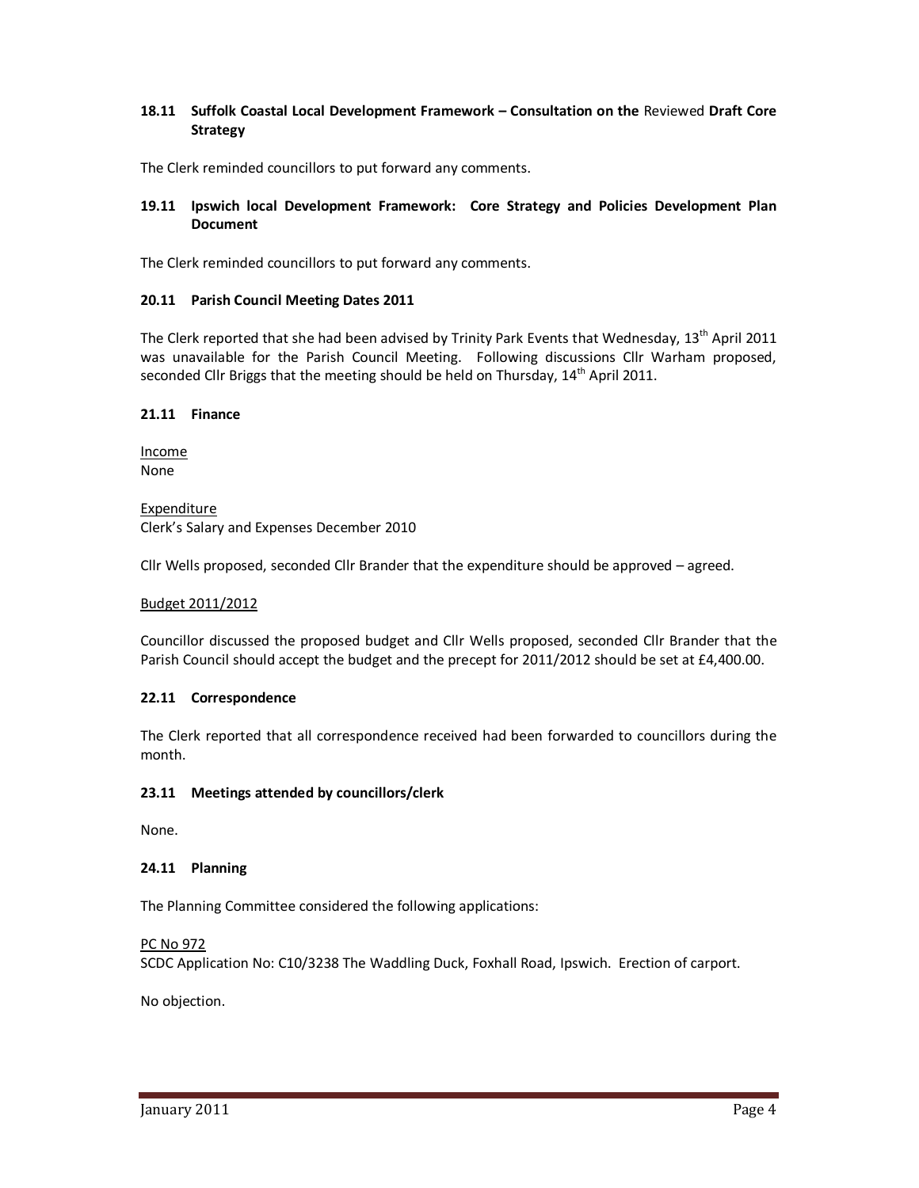### 18.11 Suffolk Coastal Local Development Framework – Consultation on the Reviewed Draft Core Strategy

The Clerk reminded councillors to put forward any comments.

### 19.11 Ipswich local Development Framework: Core Strategy and Policies Development Plan Document

The Clerk reminded councillors to put forward any comments.

### 20.11 Parish Council Meeting Dates 2011

The Clerk reported that she had been advised by Trinity Park Events that Wednesday, 13th April 2011 was unavailable for the Parish Council Meeting. Following discussions Cllr Warham proposed, seconded Cllr Briggs that the meeting should be held on Thursday, 14th April 2011.

### 21.11 Finance

Income
None

Expenditure
Clerk's Salary and Expenses December 2010

Cllr Wells proposed, seconded Cllr Brander that the expenditure should be approved – agreed.

Budget 2011/2012

Councillor discussed the proposed budget and Cllr Wells proposed, seconded Cllr Brander that the Parish Council should accept the budget and the precept for 2011/2012 should be set at £4,400.00.

### 22.11 Correspondence

The Clerk reported that all correspondence received had been forwarded to councillors during the month.

### 23.11 Meetings attended by councillors/clerk

None.

### 24.11 Planning

The Planning Committee considered the following applications:

PC No 972
SCDC Application No: C10/3238 The Waddling Duck, Foxhall Road, Ipswich. Erection of carport.

No objection.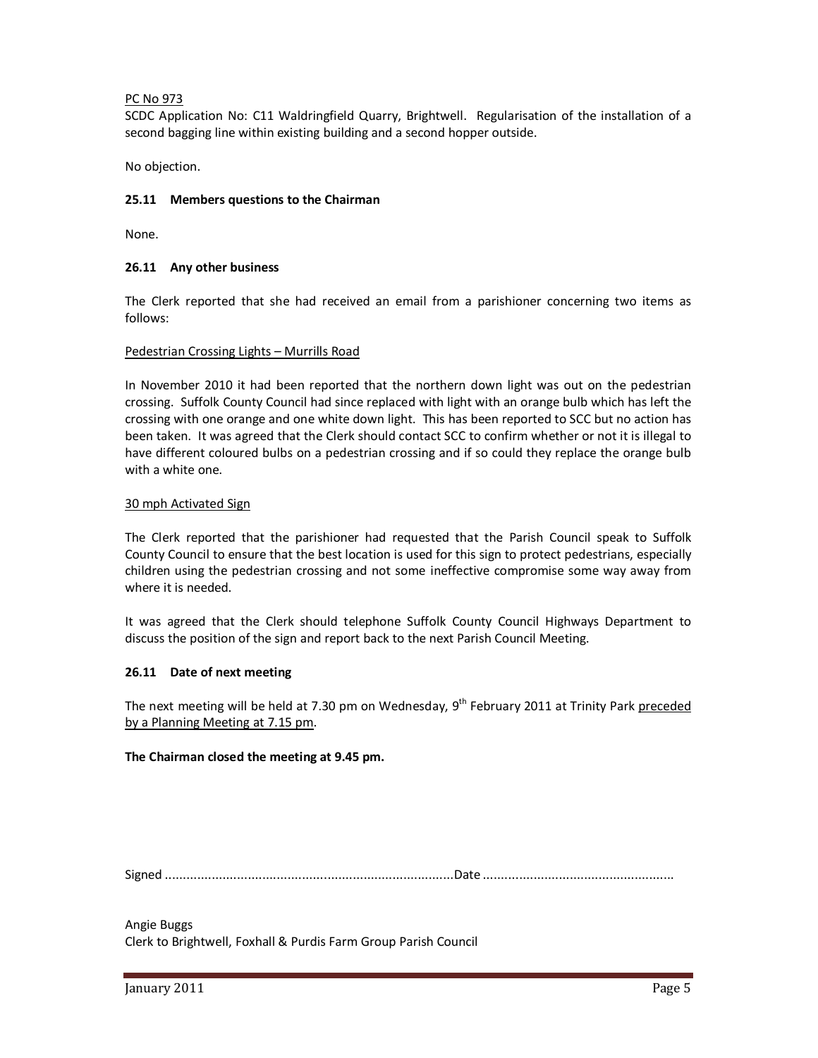PC No 973

SCDC Application No: C11 Waldringfield Quarry, Brightwell. Regularisation of the installation of a second bagging line within existing building and a second hopper outside.

No objection.

**25.11 Members questions to the Chairman**

None.

**26.11 Any other business**

The Clerk reported that she had received an email from a parishioner concerning two items as follows:

Pedestrian Crossing Lights – Murrills Road

In November 2010 it had been reported that the northern down light was out on the pedestrian crossing. Suffolk County Council had since replaced with light with an orange bulb which has left the crossing with one orange and one white down light. This has been reported to SCC but no action has been taken. It was agreed that the Clerk should contact SCC to confirm whether or not it is illegal to have different coloured bulbs on a pedestrian crossing and if so could they replace the orange bulb with a white one.

30 mph Activated Sign

The Clerk reported that the parishioner had requested that the Parish Council speak to Suffolk County Council to ensure that the best location is used for this sign to protect pedestrians, especially children using the pedestrian crossing and not some ineffective compromise some way away from where it is needed.

It was agreed that the Clerk should telephone Suffolk County Council Highways Department to discuss the position of the sign and report back to the next Parish Council Meeting.

**26.11 Date of next meeting**

The next meeting will be held at 7.30 pm on Wednesday, 9th February 2011 at Trinity Park preceded by a Planning Meeting at 7.15 pm.

**The Chairman closed the meeting at 9.45 pm.**

Signed ................................................................................Date .....................................................

Angie Buggs
Clerk to Brightwell, Foxhall & Purdis Farm Group Parish Council